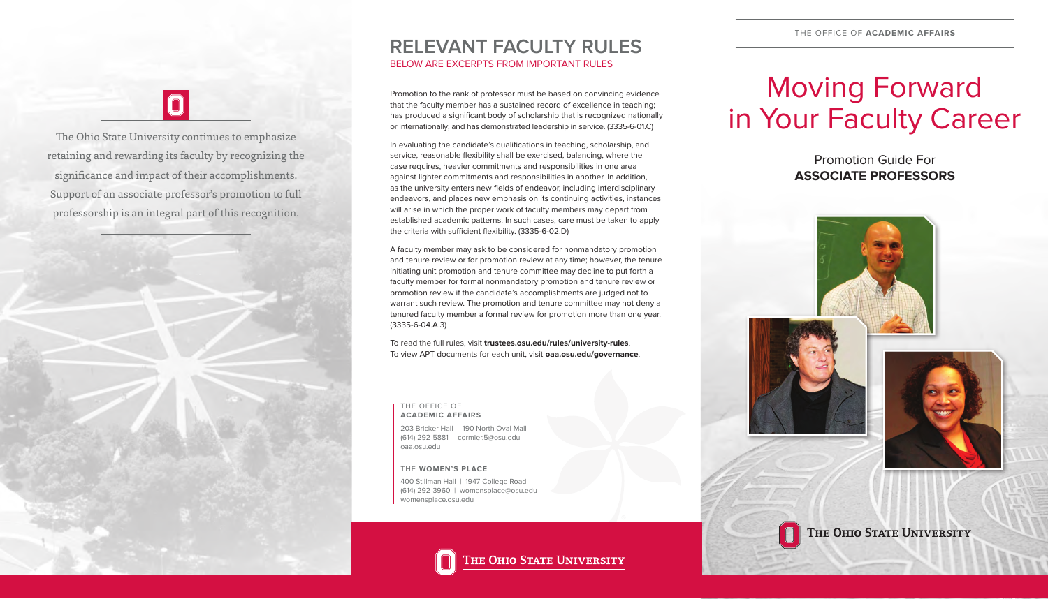The Ohio State University continues to emphasize retaining and rewarding its faculty by recognizing the significance and impact of their accomplishments. Support of an associate professor's promotion to full professorship is an integral part of this recognition.

## RELEVANT FACULTY RULES

BELOW ARE EXCERPTS FROM IMPORTANT RULES

Promotion to the rank of professor must be based on convincing evidence that the faculty member has a sustained record of excellence in teaching; has produced a significant body of scholarship that is recognized nationally or internationally; and has demonstrated leadership in service. (3335-6-01.C)

In evaluating the candidate's qualifications in teaching, scholarship, and service, reasonable flexibility shall be exercised, balancing, where the case requires, heavier commitments and responsibilities in one area against lighter commitments and responsibilities in another. In addition, as the university enters new fields of endeavor, including interdisciplinary endeavors, and places new emphasis on its continuing activities, instances will arise in which the proper work of faculty members may depart from established academic patterns. In such cases, care must be taken to apply the criteria with sufficient flexibility. (3335-6-02.D)

A faculty member may ask to be considered for nonmandatory promotion and tenure review or for promotion review at any time; however, the tenure initiating unit promotion and tenure committee may decline to put forth a faculty member for formal nonmandatory promotion and tenure review or promotion review if the candidate's accomplishments are judged not to warrant such review. The promotion and tenure committee may not deny a tenured faculty member a formal review for promotion more than one year. (3335-6-04.A.3)

To read the full rules, visit **trustees.osu.edu/rules/university-rules**.
To view APT documents for each unit, visit **oaa.osu.edu/governance**.

THE OFFICE OF **ACADEMIC AFFAIRS**

203 Bricker Hall | 190 North Oval Mall
(614) 292-5881 | cormier.5@osu.edu
oaa.osu.edu

THE **WOMEN'S PLACE**

400 Stillman Hall | 1947 College Road
(614) 292-3960 | womensplace@osu.edu
womensplace.osu.edu

THE OHIO STATE UNIVERSITY

THE OFFICE OF **ACADEMIC AFFAIRS**

# Moving Forward in Your Faculty Career

Promotion Guide For
**ASSOCIATE PROFESSORS**

THE OHIO STATE UNIVERSITY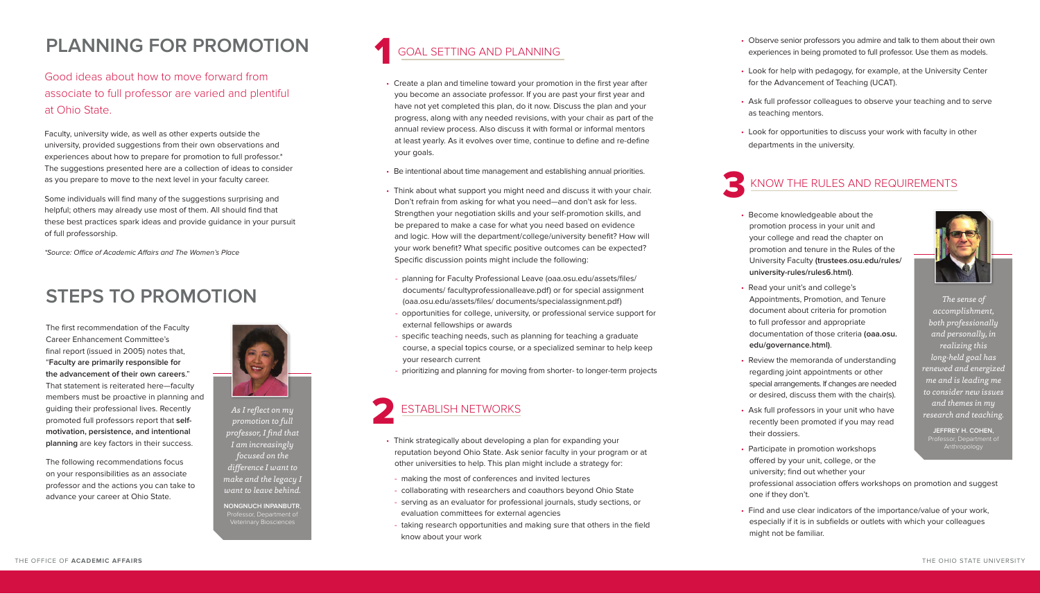# PLANNING FOR PROMOTION

Good ideas about how to move forward from associate to full professor are varied and plentiful at Ohio State.

Faculty, university wide, as well as other experts outside the university, provided suggestions from their own observations and experiences about how to prepare for promotion to full professor.* The suggestions presented here are a collection of ideas to consider as you prepare to move to the next level in your faculty career.

Some individuals will find many of the suggestions surprising and helpful; others may already use most of them. All should find that these best practices spark ideas and provide guidance in your pursuit of full professorship.

*Source: Office of Academic Affairs and The Women's Place*

# STEPS TO PROMOTION

The first recommendation of the Faculty Career Enhancement Committee's final report (issued in 2005) notes that, "**Faculty are primarily responsible for the advancement of their own careers**." That statement is reiterated here—faculty members must be proactive in planning and guiding their professional lives. Recently promoted full professors report that **self-motivation, persistence, and intentional planning** are key factors in their success.

The following recommendations focus on your responsibilities as an associate professor and the actions you can take to advance your career at Ohio State.

*As I reflect on my promotion to full professor, I find that I am increasingly focused on the difference I want to make and the legacy I want to leave behind.*

**NONGNUCH INPANBUTR**, Professor, Department of Veterinary Biosciences

## 1 GOAL SETTING AND PLANNING

- Create a plan and timeline toward your promotion in the first year after you become an associate professor. If you are past your first year and have not yet completed this plan, do it now. Discuss the plan and your progress, along with any needed revisions, with your chair as part of the annual review process. Also discuss it with formal or informal mentors at least yearly. As it evolves over time, continue to define and re-define your goals.
- Be intentional about time management and establishing annual priorities.
- Think about what support you might need and discuss it with your chair. Don't refrain from asking for what you need—and don't ask for less. Strengthen your negotiation skills and your self-promotion skills, and be prepared to make a case for what you need based on evidence and logic. How will the department/college/university benefit? How will your work benefit? What specific positive outcomes can be expected? Specific discussion points might include the following:
  - planning for Faculty Professional Leave (oaa.osu.edu/assets/files/ documents/ facultyprofessionalleave.pdf) or for special assignment (oaa.osu.edu/assets/files/ documents/specialassignment.pdf)
  - opportunities for college, university, or professional service support for external fellowships or awards
  - specific teaching needs, such as planning for teaching a graduate course, a special topics course, or a specialized seminar to help keep your research current
  - prioritizing and planning for moving from shorter- to longer-term projects

## 2 ESTABLISH NETWORKS

- Think strategically about developing a plan for expanding your reputation beyond Ohio State. Ask senior faculty in your program or at other universities to help. This plan might include a strategy for:
  - making the most of conferences and invited lectures
  - collaborating with researchers and coauthors beyond Ohio State
  - serving as an evaluator for professional journals, study sections, or evaluation committees for external agencies
  - taking research opportunities and making sure that others in the field know about your work
- Observe senior professors you admire and talk to them about their own experiences in being promoted to full professor. Use them as models.
- Look for help with pedagogy, for example, at the University Center for the Advancement of Teaching (UCAT).
- Ask full professor colleagues to observe your teaching and to serve as teaching mentors.
- Look for opportunities to discuss your work with faculty in other departments in the university.

## 3 KNOW THE RULES AND REQUIREMENTS

- Become knowledgeable about the promotion process in your unit and your college and read the chapter on promotion and tenure in the Rules of the University Faculty **(trustees.osu.edu/rules/ university-rules/rules6.html)**.
- Read your unit's and college's Appointments, Promotion, and Tenure document about criteria for promotion to full professor and appropriate documentation of those criteria **(oaa.osu. edu/governance.html)**.
- Review the memoranda of understanding regarding joint appointments or other special arrangements. If changes are needed or desired, discuss them with the chair(s).
- Ask full professors in your unit who have recently been promoted if you may read their dossiers.
- Participate in promotion workshops offered by your unit, college, or the university; find out whether your professional association offers workshops on promotion and suggest one if they don't.
- Find and use clear indicators of the importance/value of your work, especially if it is in subfields or outlets with which your colleagues might not be familiar.

*The sense of accomplishment, both professionally and personally, in realizing this long-held goal has renewed and energized me and is leading me to consider new issues and themes in my research and teaching.*

**JEFFREY H. COHEN**, Professor, Department of Anthropology